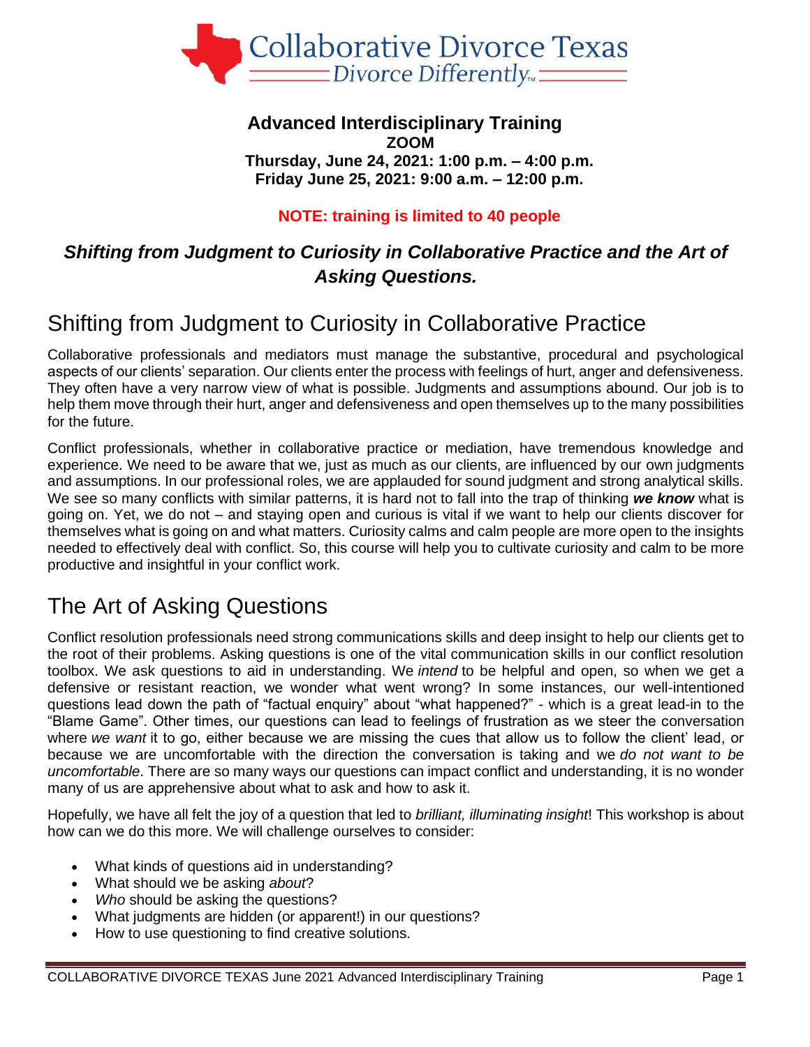Collaborative Divorce Texas

Divorce Differently™

**Advanced Interdisciplinary Training**

**ZOOM**

**Thursday, June 24, 2021: 1:00 p.m. – 4:00 p.m.**

**Friday June 25, 2021: 9:00 a.m. – 12:00 p.m.**

**NOTE: training is limited to 40 people**

***Shifting from Judgment to Curiosity in Collaborative Practice and the Art of Asking Questions.***

# Shifting from Judgment to Curiosity in Collaborative Practice

Collaborative professionals and mediators must manage the substantive, procedural and psychological aspects of our clients' separation. Our clients enter the process with feelings of hurt, anger and defensiveness. They often have a very narrow view of what is possible. Judgments and assumptions abound. Our job is to help them move through their hurt, anger and defensiveness and open themselves up to the many possibilities for the future.

Conflict professionals, whether in collaborative practice or mediation, have tremendous knowledge and experience. We need to be aware that we, just as much as our clients, are influenced by our own judgments and assumptions. In our professional roles, we are applauded for sound judgment and strong analytical skills. We see so many conflicts with similar patterns, it is hard not to fall into the trap of thinking ***we know*** what is going on. Yet, we do not – and staying open and curious is vital if we want to help our clients discover for themselves what is going on and what matters. Curiosity calms and calm people are more open to the insights needed to effectively deal with conflict. So, this course will help you to cultivate curiosity and calm to be more productive and insightful in your conflict work.

# The Art of Asking Questions

Conflict resolution professionals need strong communications skills and deep insight to help our clients get to the root of their problems. Asking questions is one of the vital communication skills in our conflict resolution toolbox. We ask questions to aid in understanding. We *intend* to be helpful and open, so when we get a defensive or resistant reaction, we wonder what went wrong? In some instances, our well-intentioned questions lead down the path of "factual enquiry" about "what happened?" - which is a great lead-in to the "Blame Game". Other times, our questions can lead to feelings of frustration as we steer the conversation where *we want* it to go, either because we are missing the cues that allow us to follow the client' lead, or because we are uncomfortable with the direction the conversation is taking and we *do not want to be uncomfortable*. There are so many ways our questions can impact conflict and understanding, it is no wonder many of us are apprehensive about what to ask and how to ask it.

Hopefully, we have all felt the joy of a question that led to *brilliant, illuminating insight*! This workshop is about how can we do this more. We will challenge ourselves to consider:

- What kinds of questions aid in understanding?
- What should we be asking *about*?
- *Who* should be asking the questions?
- What judgments are hidden (or apparent!) in our questions?
- How to use questioning to find creative solutions.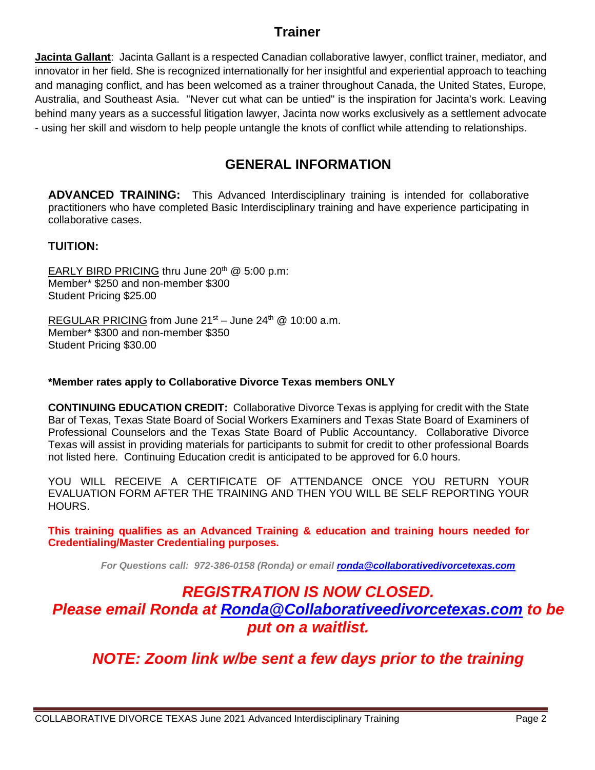## Trainer

**Jacinta Gallant**: Jacinta Gallant is a respected Canadian collaborative lawyer, conflict trainer, mediator, and innovator in her field. She is recognized internationally for her insightful and experiential approach to teaching and managing conflict, and has been welcomed as a trainer throughout Canada, the United States, Europe, Australia, and Southeast Asia. "Never cut what can be untied" is the inspiration for Jacinta's work. Leaving behind many years as a successful litigation lawyer, Jacinta now works exclusively as a settlement advocate - using her skill and wisdom to help people untangle the knots of conflict while attending to relationships.

## GENERAL INFORMATION

**ADVANCED TRAINING:** This Advanced Interdisciplinary training is intended for collaborative practitioners who have completed Basic Interdisciplinary training and have experience participating in collaborative cases.

**TUITION:**

EARLY BIRD PRICING thru June 20th @ 5:00 p.m:
Member* $250 and non-member $300
Student Pricing $25.00

REGULAR PRICING from June 21st – June 24th @ 10:00 a.m.
Member* $300 and non-member $350
Student Pricing $30.00

**\*Member rates apply to Collaborative Divorce Texas members ONLY**

**CONTINUING EDUCATION CREDIT:** Collaborative Divorce Texas is applying for credit with the State Bar of Texas, Texas State Board of Social Workers Examiners and Texas State Board of Examiners of Professional Counselors and the Texas State Board of Public Accountancy. Collaborative Divorce Texas will assist in providing materials for participants to submit for credit to other professional Boards not listed here. Continuing Education credit is anticipated to be approved for 6.0 hours.

YOU WILL RECEIVE A CERTIFICATE OF ATTENDANCE ONCE YOU RETURN YOUR EVALUATION FORM AFTER THE TRAINING AND THEN YOU WILL BE SELF REPORTING YOUR HOURS.

**This training qualifies as an Advanced Training & education and training hours needed for Credentialing/Master Credentialing purposes.**

***For Questions call: 972-386-0158 (Ronda) or email ronda@collaborativedivorcetexas.com***

***REGISTRATION IS NOW CLOSED.***
***Please email Ronda at Ronda@Collaborativeedivorcetexas.com to be put on a waitlist.***

***NOTE: Zoom link w/be sent a few days prior to the training***